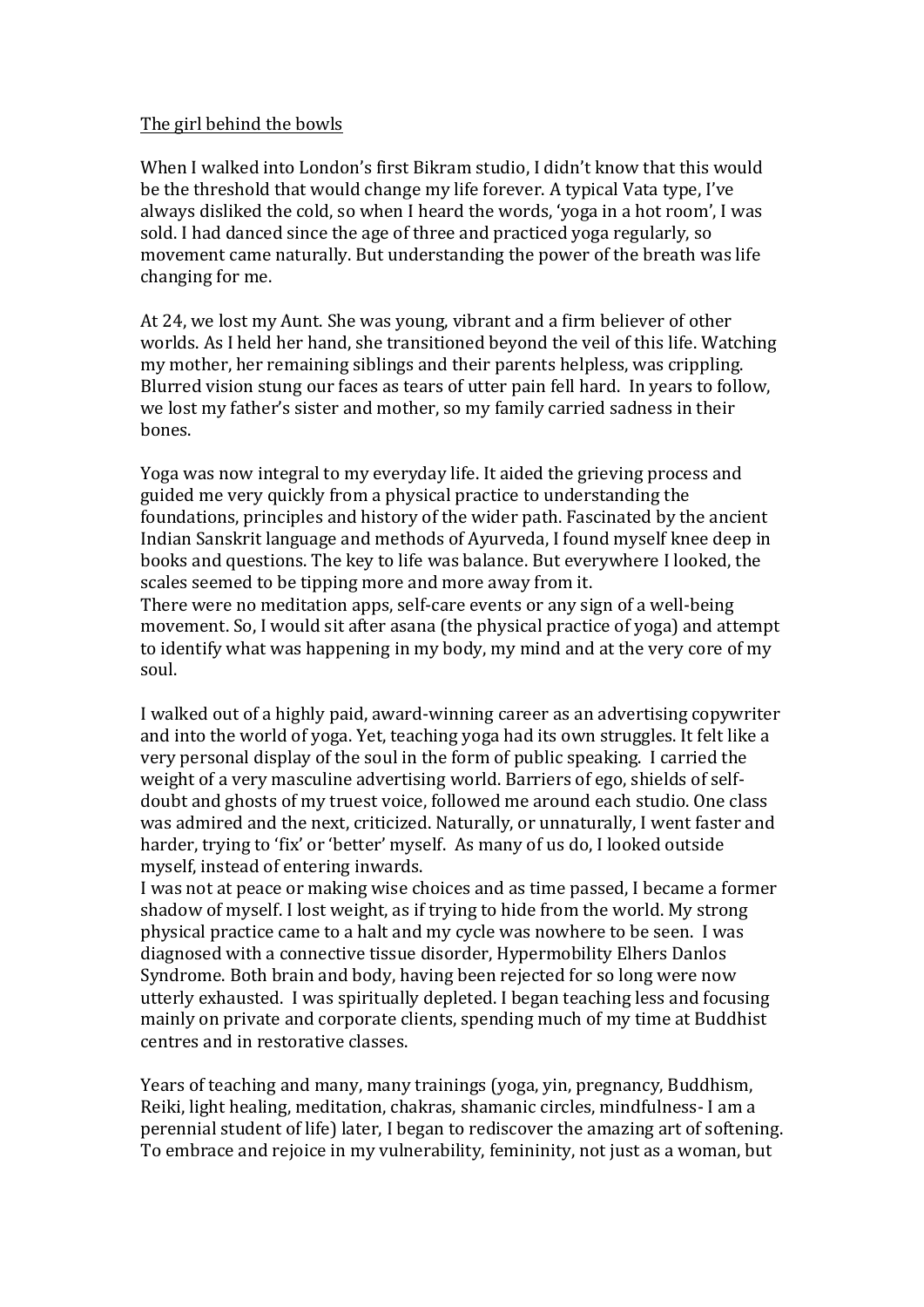The girl behind the bowls

When I walked into London's first Bikram studio, I didn't know that this would be the threshold that would change my life forever. A typical Vata type, I've always disliked the cold, so when I heard the words, 'yoga in a hot room', I was sold. I had danced since the age of three and practiced yoga regularly, so movement came naturally. But understanding the power of the breath was life changing for me.

At 24, we lost my Aunt. She was young, vibrant and a firm believer of other worlds. As I held her hand, she transitioned beyond the veil of this life. Watching my mother, her remaining siblings and their parents helpless, was crippling. Blurred vision stung our faces as tears of utter pain fell hard. In years to follow, we lost my father's sister and mother, so my family carried sadness in their bones.

Yoga was now integral to my everyday life. It aided the grieving process and guided me very quickly from a physical practice to understanding the foundations, principles and history of the wider path. Fascinated by the ancient Indian Sanskrit language and methods of Ayurveda, I found myself knee deep in books and questions. The key to life was balance. But everywhere I looked, the scales seemed to be tipping more and more away from it.
There were no meditation apps, self-care events or any sign of a well-being movement. So, I would sit after asana (the physical practice of yoga) and attempt to identify what was happening in my body, my mind and at the very core of my soul.

I walked out of a highly paid, award-winning career as an advertising copywriter and into the world of yoga. Yet, teaching yoga had its own struggles. It felt like a very personal display of the soul in the form of public speaking. I carried the weight of a very masculine advertising world. Barriers of ego, shields of self-doubt and ghosts of my truest voice, followed me around each studio. One class was admired and the next, criticized. Naturally, or unnaturally, I went faster and harder, trying to 'fix' or 'better' myself. As many of us do, I looked outside myself, instead of entering inwards.
I was not at peace or making wise choices and as time passed, I became a former shadow of myself. I lost weight, as if trying to hide from the world. My strong physical practice came to a halt and my cycle was nowhere to be seen. I was diagnosed with a connective tissue disorder, Hypermobility Elhers Danlos Syndrome. Both brain and body, having been rejected for so long were now utterly exhausted. I was spiritually depleted. I began teaching less and focusing mainly on private and corporate clients, spending much of my time at Buddhist centres and in restorative classes.

Years of teaching and many, many trainings (yoga, yin, pregnancy, Buddhism, Reiki, light healing, meditation, chakras, shamanic circles, mindfulness- I am a perennial student of life) later, I began to rediscover the amazing art of softening. To embrace and rejoice in my vulnerability, femininity, not just as a woman, but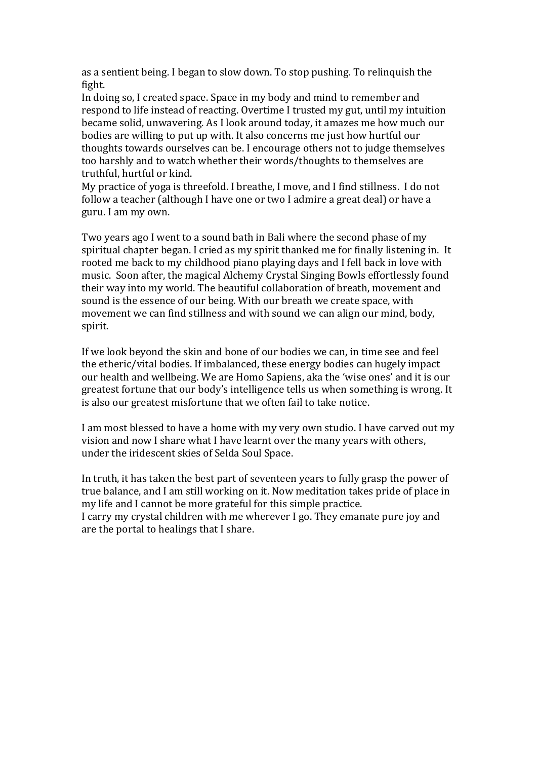as a sentient being. I began to slow down. To stop pushing. To relinquish the fight.
In doing so, I created space. Space in my body and mind to remember and respond to life instead of reacting. Overtime I trusted my gut, until my intuition became solid, unwavering. As I look around today, it amazes me how much our bodies are willing to put up with. It also concerns me just how hurtful our thoughts towards ourselves can be. I encourage others not to judge themselves too harshly and to watch whether their words/thoughts to themselves are truthful, hurtful or kind.
My practice of yoga is threefold. I breathe, I move, and I find stillness. I do not follow a teacher (although I have one or two I admire a great deal) or have a guru. I am my own.

Two years ago I went to a sound bath in Bali where the second phase of my spiritual chapter began. I cried as my spirit thanked me for finally listening in. It rooted me back to my childhood piano playing days and I fell back in love with music. Soon after, the magical Alchemy Crystal Singing Bowls effortlessly found their way into my world. The beautiful collaboration of breath, movement and sound is the essence of our being. With our breath we create space, with movement we can find stillness and with sound we can align our mind, body, spirit.

If we look beyond the skin and bone of our bodies we can, in time see and feel the etheric/vital bodies. If imbalanced, these energy bodies can hugely impact our health and wellbeing. We are Homo Sapiens, aka the 'wise ones' and it is our greatest fortune that our body's intelligence tells us when something is wrong. It is also our greatest misfortune that we often fail to take notice.

I am most blessed to have a home with my very own studio. I have carved out my vision and now I share what I have learnt over the many years with others, under the iridescent skies of Selda Soul Space.

In truth, it has taken the best part of seventeen years to fully grasp the power of true balance, and I am still working on it. Now meditation takes pride of place in my life and I cannot be more grateful for this simple practice.
I carry my crystal children with me wherever I go. They emanate pure joy and are the portal to healings that I share.